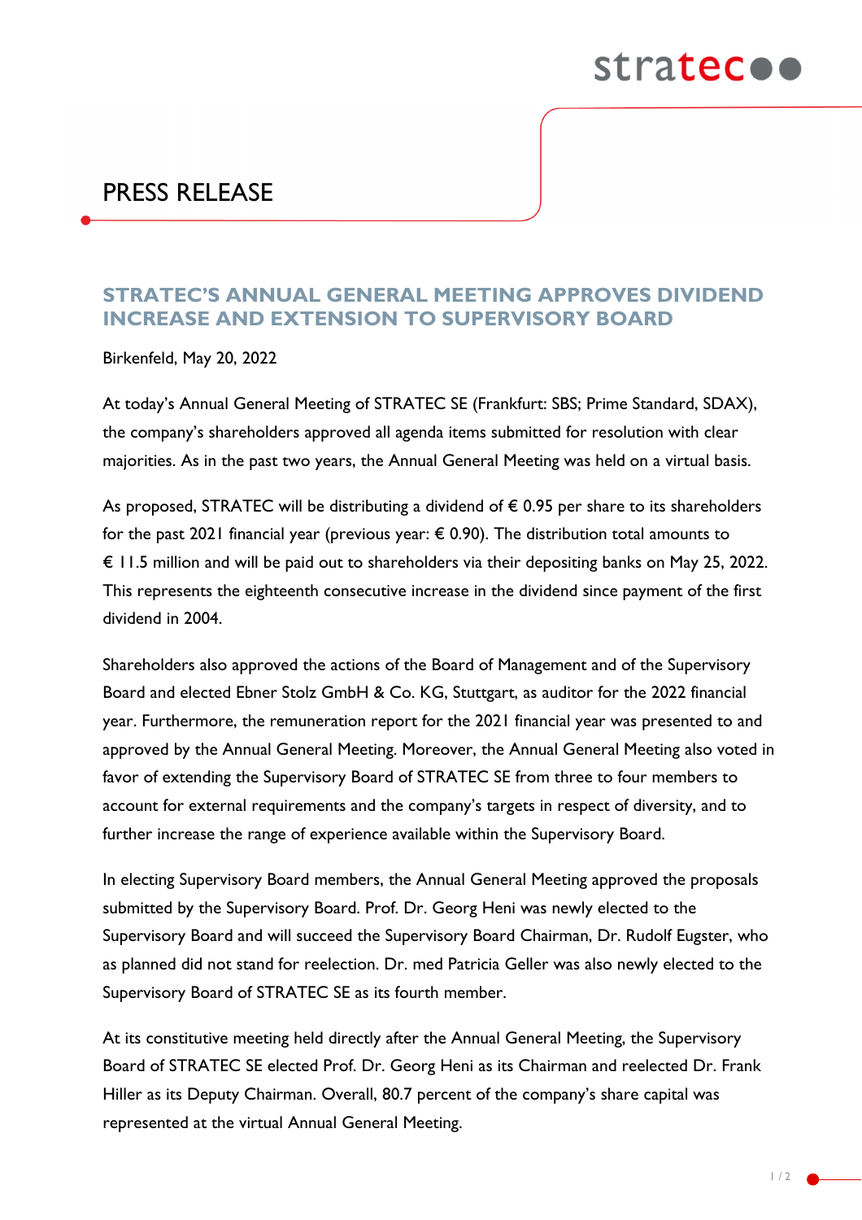# PRESS RELEASE

## STRATEC'S ANNUAL GENERAL MEETING APPROVES DIVIDEND INCREASE AND EXTENSION TO SUPERVISORY BOARD

Birkenfeld, May 20, 2022

At today's Annual General Meeting of STRATEC SE (Frankfurt: SBS; Prime Standard, SDAX), the company's shareholders approved all agenda items submitted for resolution with clear majorities. As in the past two years, the Annual General Meeting was held on a virtual basis.

As proposed, STRATEC will be distributing a dividend of € 0.95 per share to its shareholders for the past 2021 financial year (previous year: € 0.90). The distribution total amounts to € 11.5 million and will be paid out to shareholders via their depositing banks on May 25, 2022. This represents the eighteenth consecutive increase in the dividend since payment of the first dividend in 2004.

Shareholders also approved the actions of the Board of Management and of the Supervisory Board and elected Ebner Stolz GmbH & Co. KG, Stuttgart, as auditor for the 2022 financial year. Furthermore, the remuneration report for the 2021 financial year was presented to and approved by the Annual General Meeting. Moreover, the Annual General Meeting also voted in favor of extending the Supervisory Board of STRATEC SE from three to four members to account for external requirements and the company's targets in respect of diversity, and to further increase the range of experience available within the Supervisory Board.

In electing Supervisory Board members, the Annual General Meeting approved the proposals submitted by the Supervisory Board. Prof. Dr. Georg Heni was newly elected to the Supervisory Board and will succeed the Supervisory Board Chairman, Dr. Rudolf Eugster, who as planned did not stand for reelection. Dr. med Patricia Geller was also newly elected to the Supervisory Board of STRATEC SE as its fourth member.

At its constitutive meeting held directly after the Annual General Meeting, the Supervisory Board of STRATEC SE elected Prof. Dr. Georg Heni as its Chairman and reelected Dr. Frank Hiller as its Deputy Chairman. Overall, 80.7 percent of the company's share capital was represented at the virtual Annual General Meeting.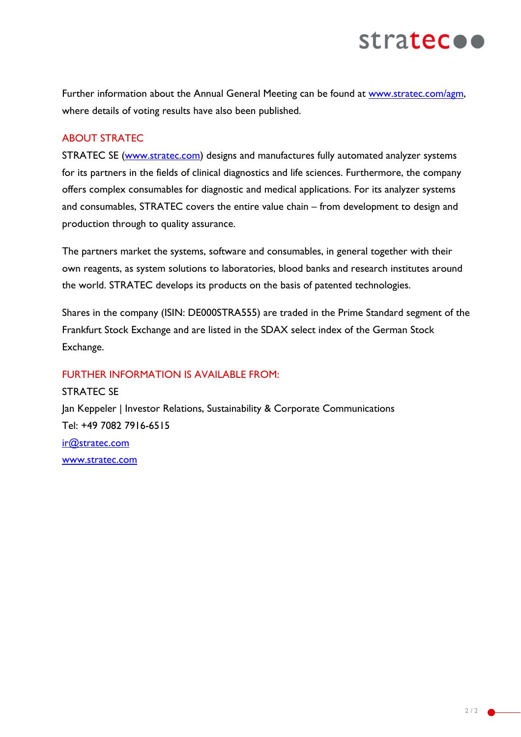Further information about the Annual General Meeting can be found at www.stratec.com/agm, where details of voting results have also been published.

## ABOUT STRATEC

STRATEC SE (www.stratec.com) designs and manufactures fully automated analyzer systems for its partners in the fields of clinical diagnostics and life sciences. Furthermore, the company offers complex consumables for diagnostic and medical applications. For its analyzer systems and consumables, STRATEC covers the entire value chain – from development to design and production through to quality assurance.

The partners market the systems, software and consumables, in general together with their own reagents, as system solutions to laboratories, blood banks and research institutes around the world. STRATEC develops its products on the basis of patented technologies.

Shares in the company (ISIN: DE000STRA555) are traded in the Prime Standard segment of the Frankfurt Stock Exchange and are listed in the SDAX select index of the German Stock Exchange.

## FURTHER INFORMATION IS AVAILABLE FROM:

STRATEC SE  
Jan Keppeler | Investor Relations, Sustainability & Corporate Communications  
Tel: +49 7082 7916-6515  
ir@stratec.com  
www.stratec.com